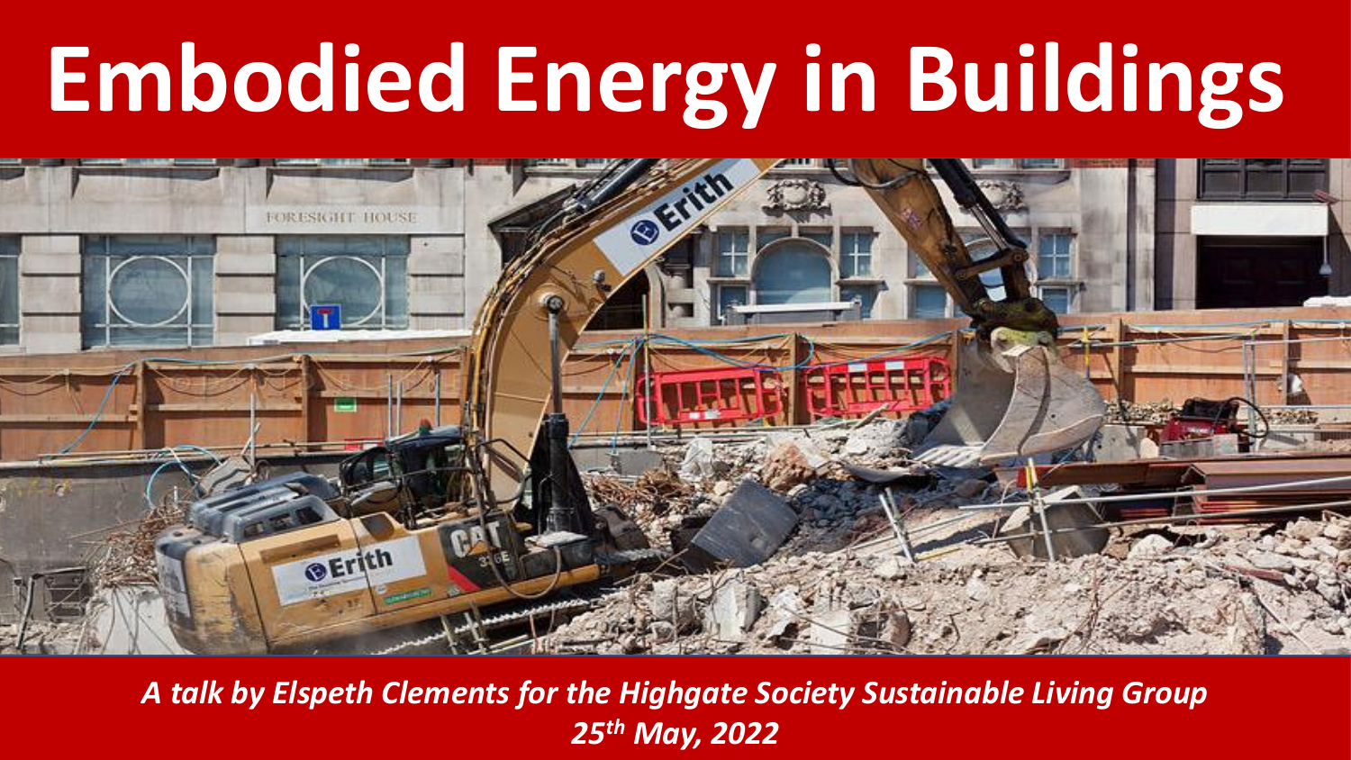# Embodied Energy in Buildings

*A talk by Elspeth Clements for the Highgate Society Sustainable Living Group*
*25th May, 2022*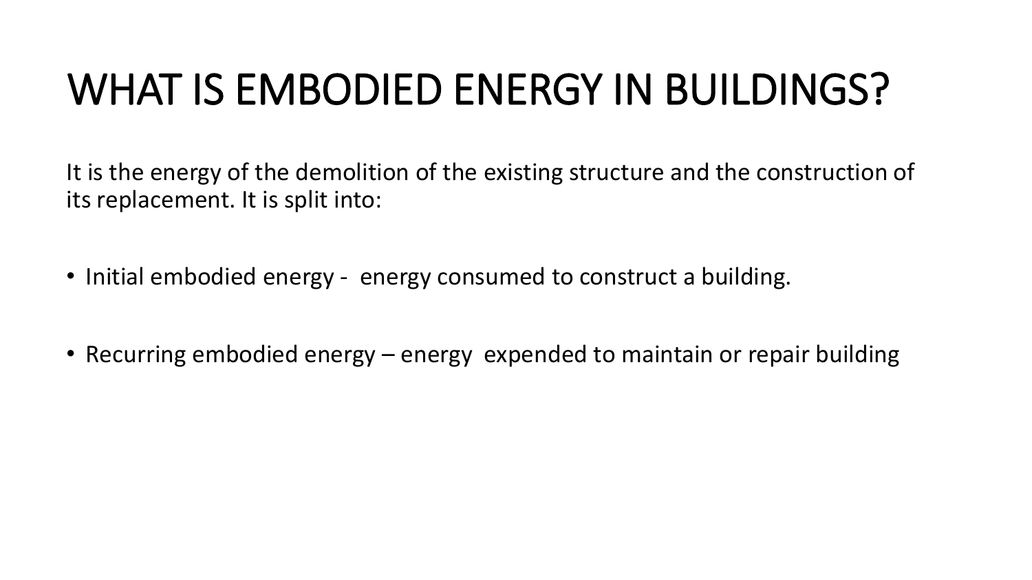# WHAT IS EMBODIED ENERGY IN BUILDINGS?

It is the energy of the demolition of the existing structure and the construction of its replacement. It is split into:

- Initial embodied energy - energy consumed to construct a building.

- Recurring embodied energy – energy expended to maintain or repair building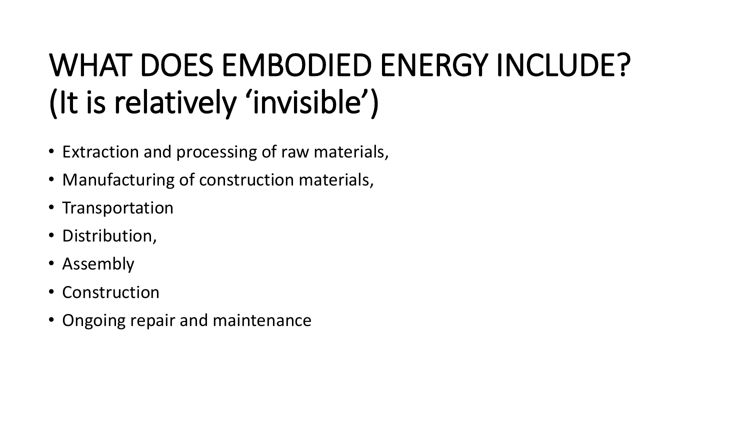# WHAT DOES EMBODIED ENERGY INCLUDE? (It is relatively 'invisible')

- Extraction and processing of raw materials,
- Manufacturing of construction materials,
- Transportation
- Distribution,
- Assembly
- Construction
- Ongoing repair and maintenance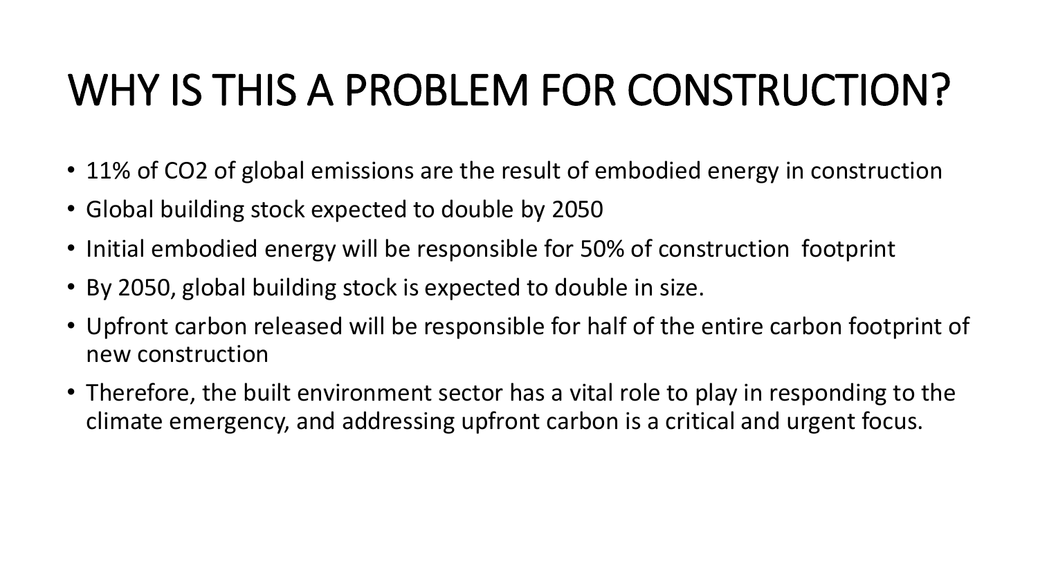# WHY IS THIS A PROBLEM FOR CONSTRUCTION?

- 11% of $CO_2$ of global emissions are the result of embodied energy in construction
- Global building stock expected to double by 2050
- Initial embodied energy will be responsible for 50% of construction footprint
- By 2050, global building stock is expected to double in size.
- Upfront carbon released will be responsible for half of the entire carbon footprint of new construction
- Therefore, the built environment sector has a vital role to play in responding to the climate emergency, and addressing upfront carbon is a critical and urgent focus.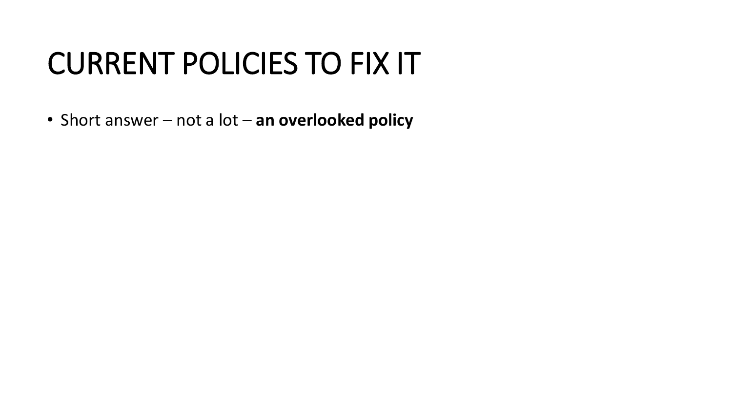# CURRENT POLICIES TO FIX IT

- Short answer – not a lot – **an overlooked policy**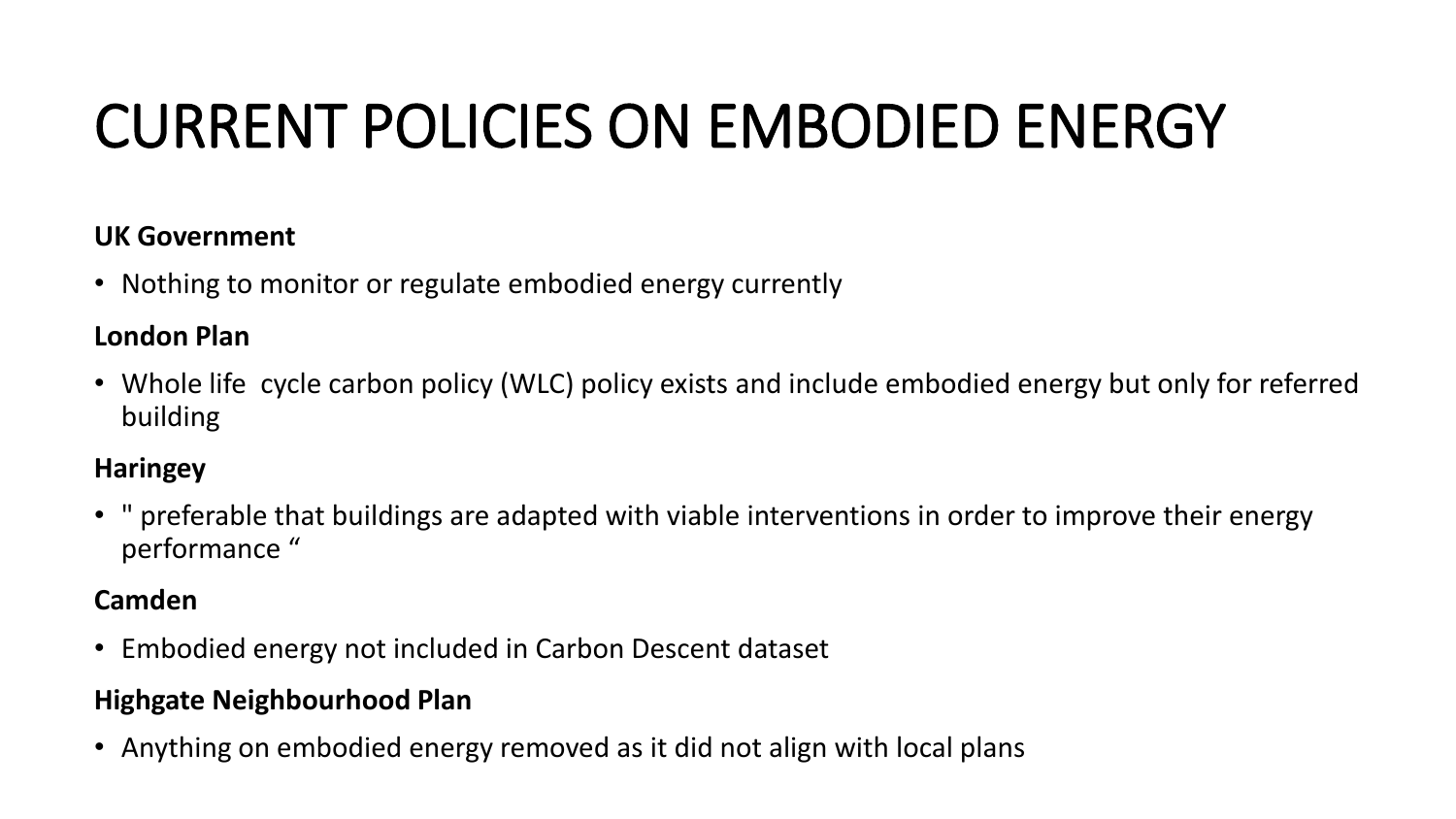# CURRENT POLICIES ON EMBODIED ENERGY

**UK Government**

- Nothing to monitor or regulate embodied energy currently

**London Plan**

- Whole life  cycle carbon policy (WLC) policy exists and include embodied energy but only for referred building

**Haringey**

- " preferable that buildings are adapted with viable interventions in order to improve their energy performance “

**Camden**

- Embodied energy not included in Carbon Descent dataset

**Highgate Neighbourhood Plan**

- Anything on embodied energy removed as it did not align with local plans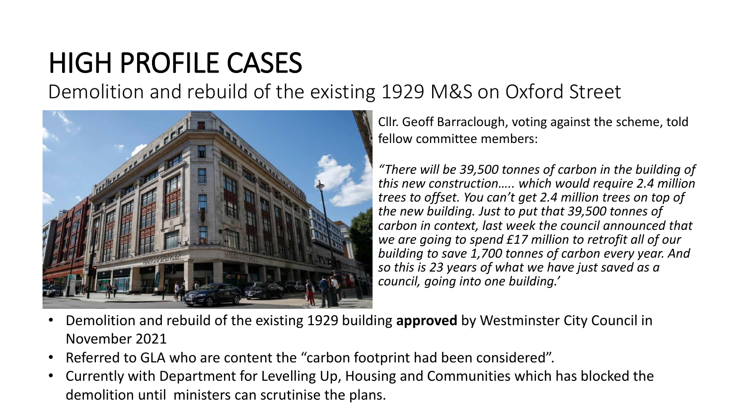# HIGH PROFILE CASES

## Demolition and rebuild of the existing 1929 M&S on Oxford Street

Cllr. Geoff Barraclough, voting against the scheme, told fellow committee members:

*"There will be 39,500 tonnes of carbon in the building of this new construction….. which would require 2.4 million trees to offset. You can't get 2.4 million trees on top of the new building. Just to put that 39,500 tonnes of carbon in context, last week the council announced that we are going to spend £17 million to retrofit all of our building to save 1,700 tonnes of carbon every year. And so this is 23 years of what we have just saved as a council, going into one building.'*

- Demolition and rebuild of the existing 1929 building **approved** by Westminster City Council in November 2021
- Referred to GLA who are content the "carbon footprint had been considered".
- Currently with Department for Levelling Up, Housing and Communities which has blocked the demolition until ministers can scrutinise the plans.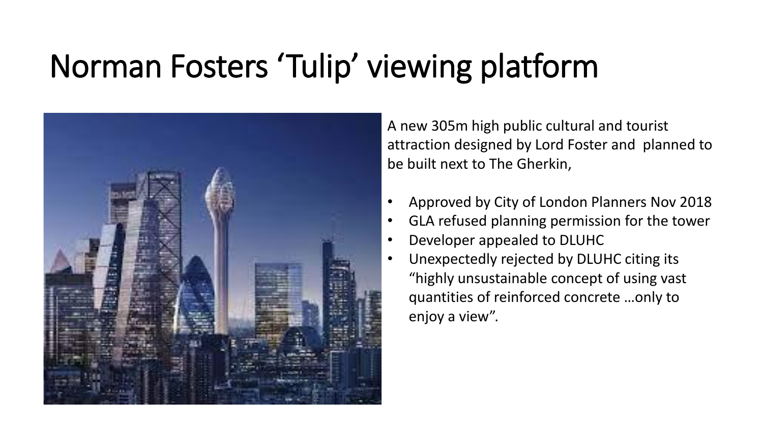# Norman Fosters 'Tulip' viewing platform

A new 305m high public cultural and tourist attraction designed by Lord Foster and planned to be built next to The Gherkin,

- Approved by City of London Planners Nov 2018
- GLA refused planning permission for the tower
- Developer appealed to DLUHC
- Unexpectedly rejected by DLUHC citing its "highly unsustainable concept of using vast quantities of reinforced concrete …only to enjoy a view".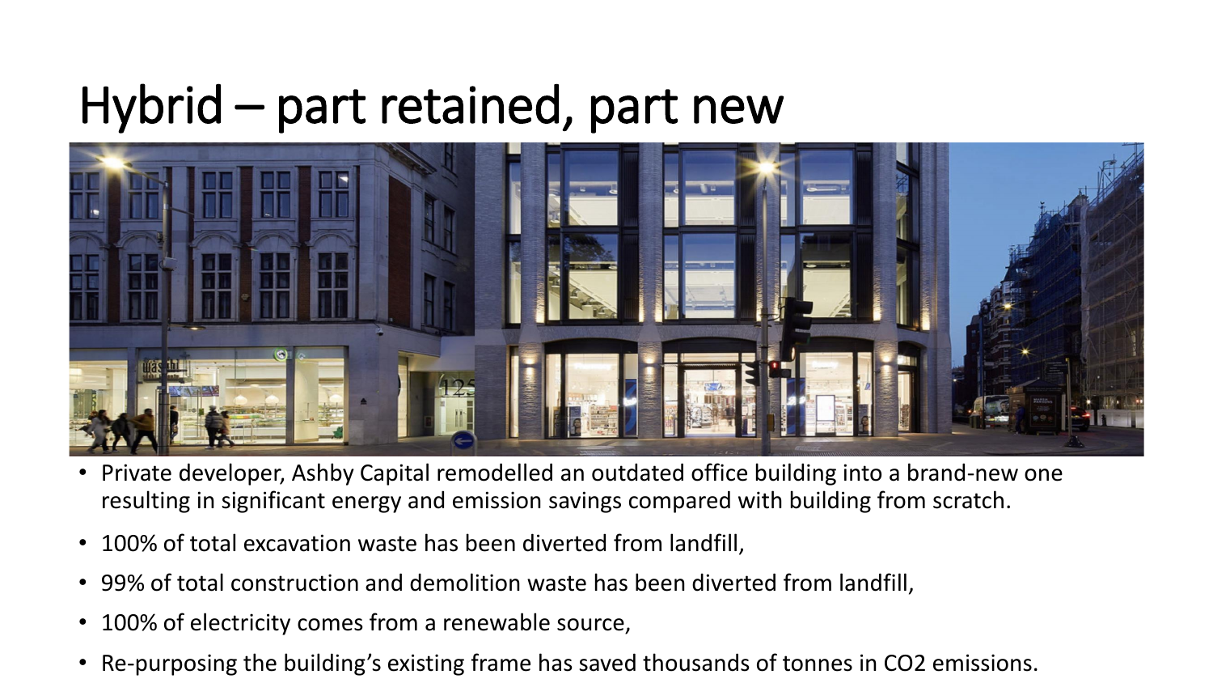# Hybrid – part retained, part new

- Private developer, Ashby Capital remodelled an outdated office building into a brand-new one resulting in significant energy and emission savings compared with building from scratch.
- 100% of total excavation waste has been diverted from landfill,
- 99% of total construction and demolition waste has been diverted from landfill,
- 100% of electricity comes from a renewable source,
- Re-purposing the building's existing frame has saved thousands of tonnes in $CO_2$ emissions.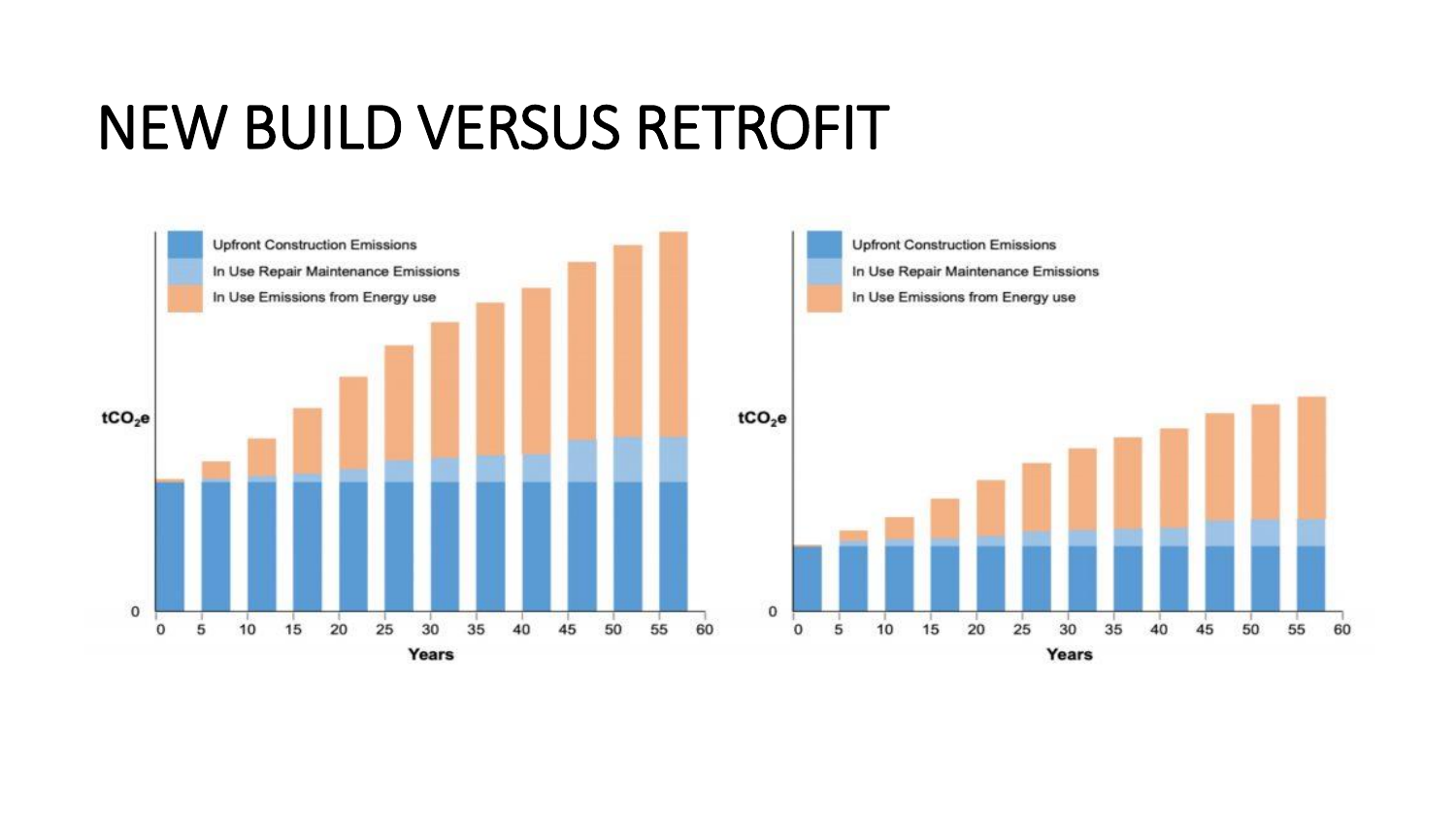# NEW BUILD VERSUS RETROFIT

Upfront Construction Emissions
In Use Repair Maintenance Emissions
In Use Emissions from Energy use

$tCO_2e$

0

0 5 10 15 20 25 30 35 40 45 50 55 60

Years

Upfront Construction Emissions
In Use Repair Maintenance Emissions
In Use Emissions from Energy use

$tCO_2e$

0

0 5 10 15 20 25 30 35 40 45 50 55 60

Years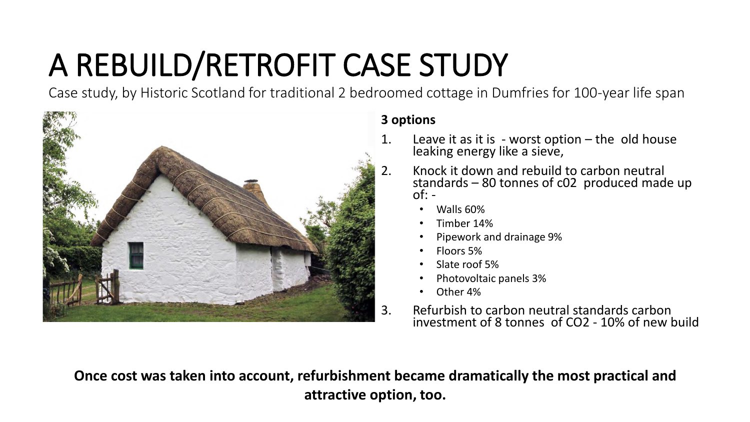# A REBUILD/RETROFIT CASE STUDY

Case study, by Historic Scotland for traditional 2 bedroomed cottage in Dumfries for 100-year life span

**3 options**

1. Leave it as it is - worst option – the old house leaking energy like a sieve,
2. Knock it down and rebuild to carbon neutral standards – 80 tonnes of c02 produced made up of: -
   - Walls 60%
   - Timber 14%
   - Pipework and drainage 9%
   - Floors 5%
   - Slate roof 5%
   - Photovoltaic panels 3%
   - Other 4%
3. Refurbish to carbon neutral standards carbon investment of 8 tonnes of $CO_2$ - 10% of new build

**Once cost was taken into account, refurbishment became dramatically the most practical and attractive option, too.**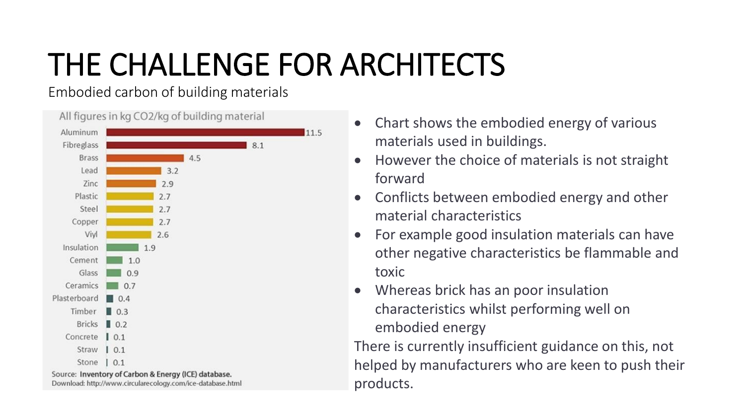# THE CHALLENGE FOR ARCHITECTS

Embodied carbon of building materials

All figures in kg CO2/kg of building material

| Material | kg CO2/kg |
| --- | --- |
| Aluminum | 11.5 |
| Fibreglass | 8.1 |
| Brass | 4.5 |
| Lead | 3.2 |
| Zinc | 2.9 |
| Plastic | 2.7 |
| Steel | 2.7 |
| Copper | 2.7 |
| Viyl | 2.6 |
| Insulation | 1.9 |
| Cement | 1.0 |
| Glass | 0.9 |
| Ceramics | 0.7 |
| Plasterboard | 0.4 |
| Timber | 0.3 |
| Bricks | 0.2 |
| Concrete | 0.1 |
| Straw | 0.1 |
| Stone | 0.1 |

Source: **Inventory of Carbon & Energy (ICE) database.**
Download: http://www.circularecology.com/ice-database.html

- Chart shows the embodied energy of various materials used in buildings.
- However the choice of materials is not straight forward
- Conflicts between embodied energy and other material characteristics
- For example good insulation materials can have other negative characteristics be flammable and toxic
- Whereas brick has an poor insulation characteristics whilst performing well on embodied energy

There is currently insufficient guidance on this, not helped by manufacturers who are keen to push their products.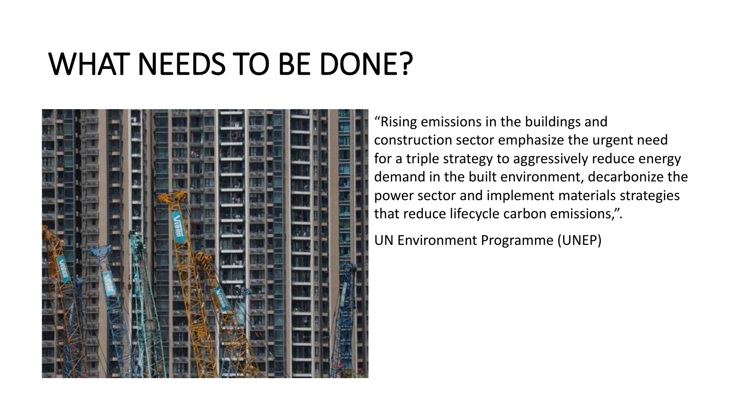# WHAT NEEDS TO BE DONE?

"Rising emissions in the buildings and construction sector emphasize the urgent need for a triple strategy to aggressively reduce energy demand in the built environment, decarbonize the power sector and implement materials strategies that reduce lifecycle carbon emissions,".

UN Environment Programme (UNEP)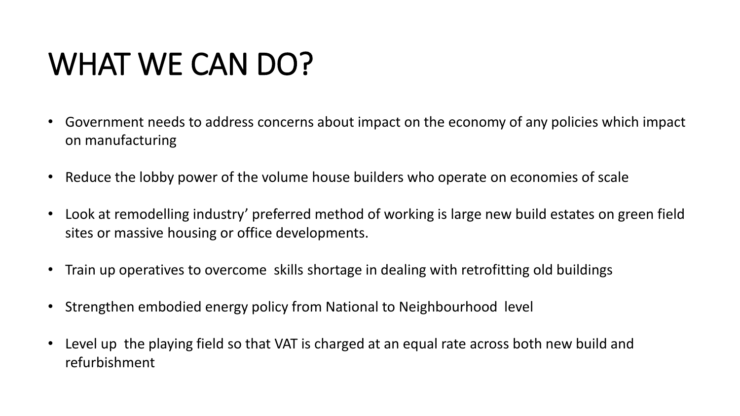# WHAT WE CAN DO?

- Government needs to address concerns about impact on the economy of any policies which impact on manufacturing
- Reduce the lobby power of the volume house builders who operate on economies of scale
- Look at remodelling industry' preferred method of working is large new build estates on green field sites or massive housing or office developments.
- Train up operatives to overcome skills shortage in dealing with retrofitting old buildings
- Strengthen embodied energy policy from National to Neighbourhood level
- Level up the playing field so that VAT is charged at an equal rate across both new build and refurbishment